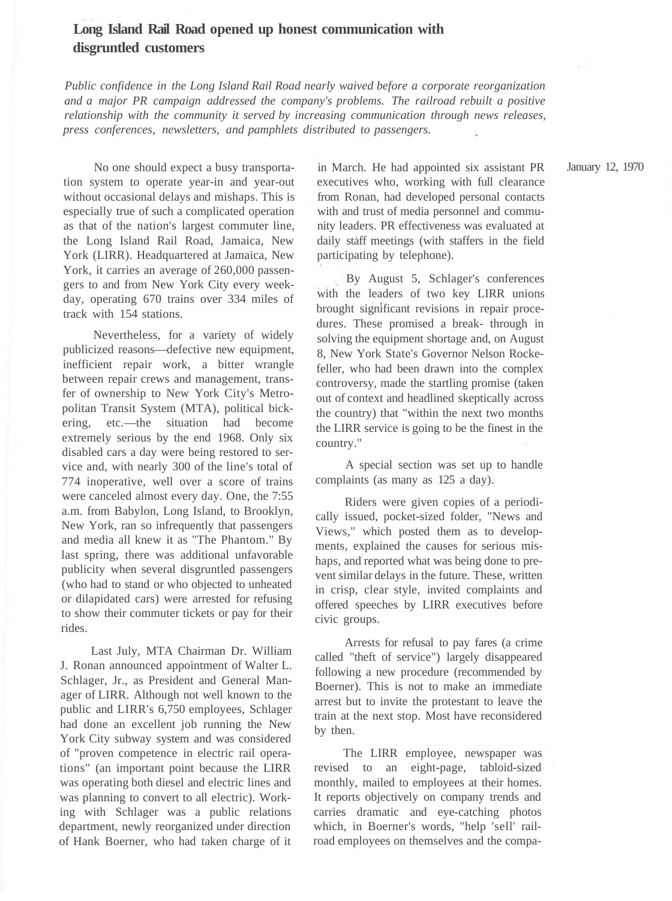# Long Island Rail Road opened up honest communication with disgruntled customers

*Public confidence in the Long Island Rail Road nearly waived before a corporate reorganization and a major PR campaign addressed the company's problems. The railroad rebuilt a positive relationship with the community it served by increasing communication through news releases, press conferences, newsletters, and pamphlets distributed to passengers.*

January 12, 1970

No one should expect a busy transportation system to operate year-in and year-out without occasional delays and mishaps. This is especially true of such a complicated operation as that of the nation's largest commuter line, the Long Island Rail Road, Jamaica, New York (LIRR). Headquartered at Jamaica, New York, it carries an average of 260,000 passengers to and from New York City every weekday, operating 670 trains over 334 miles of track with 154 stations.

Nevertheless, for a variety of widely publicized reasons—defective new equipment, inefficient repair work, a bitter wrangle between repair crews and management, transfer of ownership to New York City's Metropolitan Transit System (MTA), political bickering, etc.—the situation had become extremely serious by the end 1968. Only six disabled cars a day were being restored to service and, with nearly 300 of the line's total of 774 inoperative, well over a score of trains were canceled almost every day. One, the 7:55 a.m. from Babylon, Long Island, to Brooklyn, New York, ran so infrequently that passengers and media all knew it as "The Phantom." By last spring, there was additional unfavorable publicity when several disgruntled passengers (who had to stand or who objected to unheated or dilapidated cars) were arrested for refusing to show their commuter tickets or pay for their rides.

Last July, MTA Chairman Dr. William J. Ronan announced appointment of Walter L. Schlager, Jr., as President and General Manager of LIRR. Although not well known to the public and LIRR's 6,750 employees, Schlager had done an excellent job running the New York City subway system and was considered of "proven competence in electric rail operations" (an important point because the LIRR was operating both diesel and electric lines and was planning to convert to all electric). Working with Schlager was a public relations department, newly reorganized under direction of Hank Boerner, who had taken charge of it in March. He had appointed six assistant PR executives who, working with full clearance from Ronan, had developed personal contacts with and trust of media personnel and community leaders. PR effectiveness was evaluated at daily staff meetings (with staffers in the field participating by telephone).

By August 5, Schlager's conferences with the leaders of two key LIRR unions brought significant revisions in repair procedures. These promised a break- through in solving the equipment shortage and, on August 8, New York State's Governor Nelson Rockefeller, who had been drawn into the complex controversy, made the startling promise (taken out of context and headlined skeptically across the country) that "within the next two months the LIRR service is going to be the finest in the country."

A special section was set up to handle complaints (as many as 125 a day).

Riders were given copies of a periodically issued, pocket-sized folder, "News and Views," which posted them as to developments, explained the causes for serious mishaps, and reported what was being done to prevent similar delays in the future. These, written in crisp, clear style, invited complaints and offered speeches by LIRR executives before civic groups.

Arrests for refusal to pay fares (a crime called "theft of service") largely disappeared following a new procedure (recommended by Boerner). This is not to make an immediate arrest but to invite the protestant to leave the train at the next stop. Most have reconsidered by then.

The LIRR employee, newspaper was revised to an eight-page, tabloid-sized monthly, mailed to employees at their homes. It reports objectively on company trends and carries dramatic and eye-catching photos which, in Boerner's words, "help 'sell' railroad employees on themselves and the compa-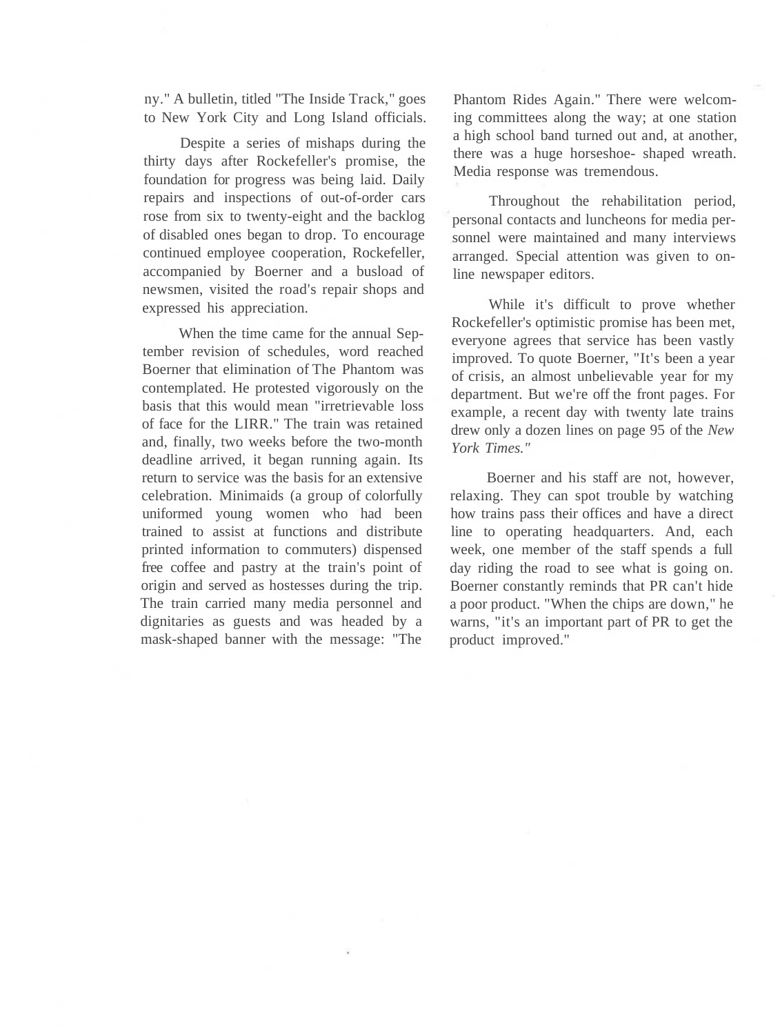ny." A bulletin, titled "The Inside Track," goes to New York City and Long Island officials.

Despite a series of mishaps during the thirty days after Rockefeller's promise, the foundation for progress was being laid. Daily repairs and inspections of out-of-order cars rose from six to twenty-eight and the backlog of disabled ones began to drop. To encourage continued employee cooperation, Rockefeller, accompanied by Boerner and a busload of newsmen, visited the road's repair shops and expressed his appreciation.

When the time came for the annual September revision of schedules, word reached Boerner that elimination of The Phantom was contemplated. He protested vigorously on the basis that this would mean "irretrievable loss of face for the LIRR." The train was retained and, finally, two weeks before the two-month deadline arrived, it began running again. Its return to service was the basis for an extensive celebration. Minimaids (a group of colorfully uniformed young women who had been trained to assist at functions and distribute printed information to commuters) dispensed free coffee and pastry at the train's point of origin and served as hostesses during the trip. The train carried many media personnel and dignitaries as guests and was headed by a mask-shaped banner with the message: "The Phantom Rides Again." There were welcoming committees along the way; at one station a high school band turned out and, at another, there was a huge horseshoe- shaped wreath. Media response was tremendous.

Throughout the rehabilitation period, personal contacts and luncheons for media personnel were maintained and many interviews arranged. Special attention was given to online newspaper editors.

While it's difficult to prove whether Rockefeller's optimistic promise has been met, everyone agrees that service has been vastly improved. To quote Boerner, "It's been a year of crisis, an almost unbelievable year for my department. But we're off the front pages. For example, a recent day with twenty late trains drew only a dozen lines on page 95 of the *New York Times."*

Boerner and his staff are not, however, relaxing. They can spot trouble by watching how trains pass their offices and have a direct line to operating headquarters. And, each week, one member of the staff spends a full day riding the road to see what is going on. Boerner constantly reminds that PR can't hide a poor product. "When the chips are down," he warns, "it's an important part of PR to get the product improved."